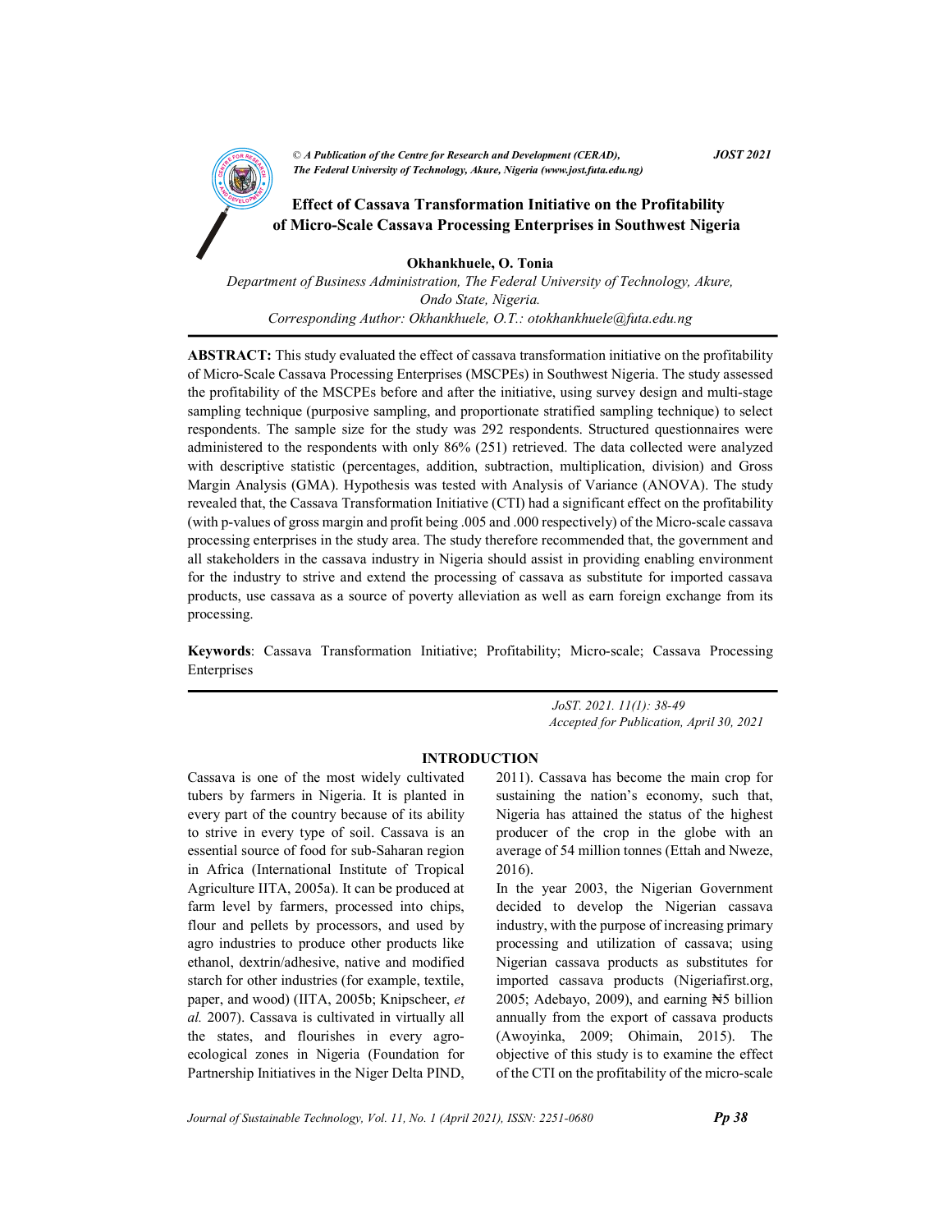# Effect of Cassava Transformation Initiative on the Profitability of Micro-Scale Cassava Processing Enterprises in Southwest Nigeria

**Okhankhuele, O. Tonia**

*Department of Business Administration, The Federal University of Technology, Akure, Ondo State, Nigeria.*

*Corresponding Author: Okhankhuele, O.T.: otokhankhuele@futa.edu.ng*

**ABSTRACT:** This study evaluated the effect of cassava transformation initiative on the profitability of Micro-Scale Cassava Processing Enterprises (MSCPEs) in Southwest Nigeria. The study assessed the profitability of the MSCPEs before and after the initiative, using survey design and multi-stage sampling technique (purposive sampling, and proportionate stratified sampling technique) to select respondents. The sample size for the study was 292 respondents. Structured questionnaires were administered to the respondents with only 86% (251) retrieved. The data collected were analyzed with descriptive statistic (percentages, addition, subtraction, multiplication, division) and Gross Margin Analysis (GMA). Hypothesis was tested with Analysis of Variance (ANOVA). The study revealed that, the Cassava Transformation Initiative (CTI) had a significant effect on the profitability (with p-values of gross margin and profit being .005 and .000 respectively) of the Micro-scale cassava processing enterprises in the study area. The study therefore recommended that, the government and all stakeholders in the cassava industry in Nigeria should assist in providing enabling environment for the industry to strive and extend the processing of cassava as substitute for imported cassava products, use cassava as a source of poverty alleviation as well as earn foreign exchange from its processing.

**Keywords**: Cassava Transformation Initiative; Profitability; Micro-scale; Cassava Processing Enterprises

*JoST. 2021. 11(1): 38-49*
*Accepted for Publication, April 30, 2021*

## INTRODUCTION

Cassava is one of the most widely cultivated tubers by farmers in Nigeria. It is planted in every part of the country because of its ability to strive in every type of soil. Cassava is an essential source of food for sub-Saharan region in Africa (International Institute of Tropical Agriculture IITA, 2005a). It can be produced at farm level by farmers, processed into chips, flour and pellets by processors, and used by agro industries to produce other products like ethanol, dextrin/adhesive, native and modified starch for other industries (for example, textile, paper, and wood) (IITA, 2005b; Knipscheer, *et al.* 2007). Cassava is cultivated in virtually all the states, and flourishes in every agro-ecological zones in Nigeria (Foundation for Partnership Initiatives in the Niger Delta PIND, 2011). Cassava has become the main crop for sustaining the nation's economy, such that, Nigeria has attained the status of the highest producer of the crop in the globe with an average of 54 million tonnes (Ettah and Nweze, 2016).

In the year 2003, the Nigerian Government decided to develop the Nigerian cassava industry, with the purpose of increasing primary processing and utilization of cassava; using Nigerian cassava products as substitutes for imported cassava products (Nigeriafirst.org, 2005; Adebayo, 2009), and earning ₦5 billion annually from the export of cassava products (Awoyinka, 2009; Ohimain, 2015). The objective of this study is to examine the effect of the CTI on the profitability of the micro-scale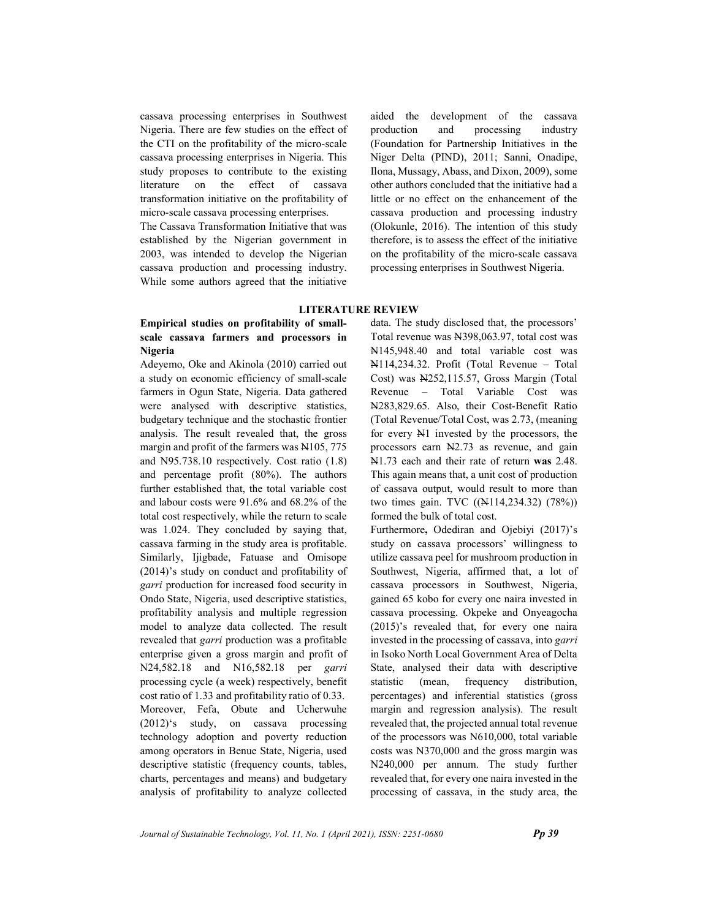cassava processing enterprises in Southwest Nigeria. There are few studies on the effect of the CTI on the profitability of the micro-scale cassava processing enterprises in Nigeria. This study proposes to contribute to the existing literature on the effect of cassava transformation initiative on the profitability of micro-scale cassava processing enterprises.

The Cassava Transformation Initiative that was established by the Nigerian government in 2003, was intended to develop the Nigerian cassava production and processing industry. While some authors agreed that the initiative aided the development of the cassava production and processing industry (Foundation for Partnership Initiatives in the Niger Delta (PIND), 2011; Sanni, Onadipe, Ilona, Mussagy, Abass, and Dixon, 2009), some other authors concluded that the initiative had a little or no effect on the enhancement of the cassava production and processing industry (Olokunle, 2016). The intention of this study therefore, is to assess the effect of the initiative on the profitability of the micro-scale cassava processing enterprises in Southwest Nigeria.

## LITERATURE REVIEW

### Empirical studies on profitability of small-scale cassava farmers and processors in Nigeria

Adeyemo, Oke and Akinola (2010) carried out a study on economic efficiency of small-scale farmers in Ogun State, Nigeria. Data gathered were analysed with descriptive statistics, budgetary technique and the stochastic frontier analysis. The result revealed that, the gross margin and profit of the farmers was N105, 775 and N95.738.10 respectively. Cost ratio (1.8) and percentage profit (80%). The authors further established that, the total variable cost and labour costs were 91.6% and 68.2% of the total cost respectively, while the return to scale was 1.024. They concluded by saying that, cassava farming in the study area is profitable. Similarly, Ijigbade, Fatuase and Omisope (2014)'s study on conduct and profitability of *garri* production for increased food security in Ondo State, Nigeria, used descriptive statistics, profitability analysis and multiple regression model to analyze data collected. The result revealed that *garri* production was a profitable enterprise given a gross margin and profit of N24,582.18 and N16,582.18 per *garri* processing cycle (a week) respectively, benefit cost ratio of 1.33 and profitability ratio of 0.33.

Moreover, Fefa, Obute and Ucherwuhe (2012)'s study, on cassava processing technology adoption and poverty reduction among operators in Benue State, Nigeria, used descriptive statistic (frequency counts, tables, charts, percentages and means) and budgetary analysis of profitability to analyze collected data. The study disclosed that, the processors' Total revenue was ₦398,063.97, total cost was ₦145,948.40 and total variable cost was ₦114,234.32. Profit (Total Revenue – Total Cost) was ₦252,115.57, Gross Margin (Total Revenue – Total Variable Cost was ₦283,829.65. Also, their Cost-Benefit Ratio (Total Revenue/Total Cost, was 2.73, (meaning for every ₦1 invested by the processors, the processors earn ₦2.73 as revenue, and gain ₦1.73 each and their rate of return **was** 2.48. This again means that, a unit cost of production of cassava output, would result to more than two times gain. TVC ((₦114,234.32) (78%)) formed the bulk of total cost.

Furthermore**,** Odediran and Ojebiyi (2017)'s study on cassava processors' willingness to utilize cassava peel for mushroom production in Southwest, Nigeria, affirmed that, a lot of cassava processors in Southwest, Nigeria, gained 65 kobo for every one naira invested in cassava processing. Okpeke and Onyeagocha (2015)'s revealed that, for every one naira invested in the processing of cassava, into *garri* in Isoko North Local Government Area of Delta State, analysed their data with descriptive statistic (mean, frequency distribution, percentages) and inferential statistics (gross margin and regression analysis). The result revealed that, the projected annual total revenue of the processors was N610,000, total variable costs was N370,000 and the gross margin was N240,000 per annum. The study further revealed that, for every one naira invested in the processing of cassava, in the study area, the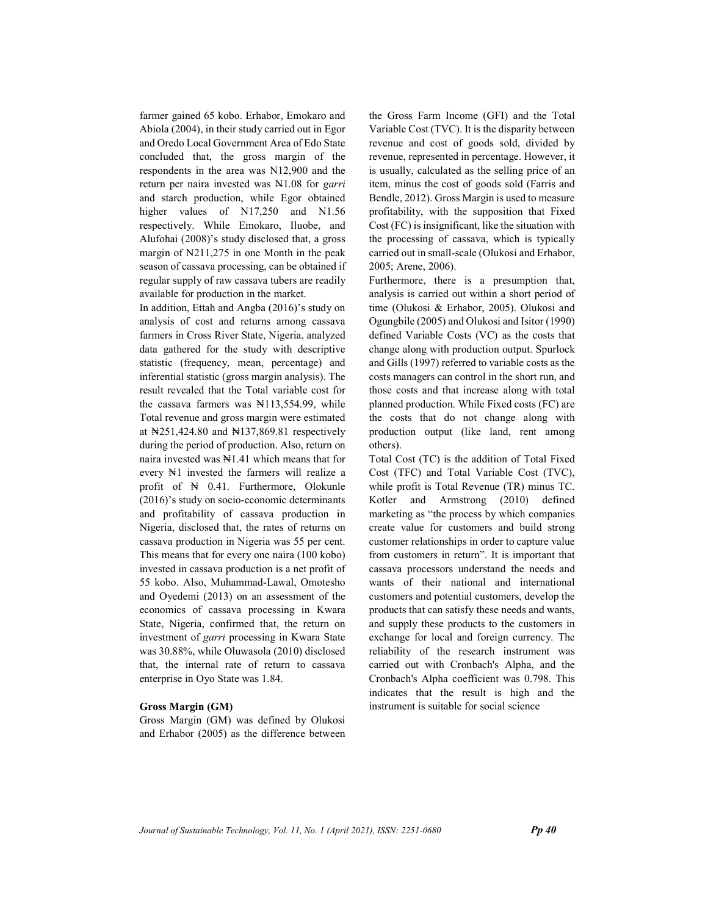farmer gained 65 kobo. Erhabor, Emokaro and Abiola (2004), in their study carried out in Egor and Oredo Local Government Area of Edo State concluded that, the gross margin of the respondents in the area was N12,900 and the return per naira invested was ₦1.08 for *garri* and starch production, while Egor obtained higher values of N17,250 and N1.56 respectively. While Emokaro, Iluobe, and Alufohai (2008)'s study disclosed that, a gross margin of N211,275 in one Month in the peak season of cassava processing, can be obtained if regular supply of raw cassava tubers are readily available for production in the market.

In addition, Ettah and Angba (2016)'s study on analysis of cost and returns among cassava farmers in Cross River State, Nigeria, analyzed data gathered for the study with descriptive statistic (frequency, mean, percentage) and inferential statistic (gross margin analysis). The result revealed that the Total variable cost for the cassava farmers was ₦113,554.99, while Total revenue and gross margin were estimated at ₦251,424.80 and ₦137,869.81 respectively during the period of production. Also, return on naira invested was ₦1.41 which means that for every ₦1 invested the farmers will realize a profit of ₦ 0.41. Furthermore, Olokunle (2016)'s study on socio-economic determinants and profitability of cassava production in Nigeria, disclosed that, the rates of returns on cassava production in Nigeria was 55 per cent. This means that for every one naira (100 kobo) invested in cassava production is a net profit of 55 kobo. Also, Muhammad-Lawal, Omotesho and Oyedemi (2013) on an assessment of the economics of cassava processing in Kwara State, Nigeria, confirmed that, the return on investment of *garri* processing in Kwara State was 30.88%, while Oluwasola (2010) disclosed that, the internal rate of return to cassava enterprise in Oyo State was 1.84.

**Gross Margin (GM)**

Gross Margin (GM) was defined by Olukosi and Erhabor (2005) as the difference between the Gross Farm Income (GFI) and the Total Variable Cost (TVC). It is the disparity between revenue and cost of goods sold, divided by revenue, represented in percentage. However, it is usually, calculated as the selling price of an item, minus the cost of goods sold (Farris and Bendle, 2012). Gross Margin is used to measure profitability, with the supposition that Fixed Cost (FC) is insignificant, like the situation with the processing of cassava, which is typically carried out in small-scale (Olukosi and Erhabor, 2005; Arene, 2006).

Furthermore, there is a presumption that, analysis is carried out within a short period of time (Olukosi & Erhabor, 2005). Olukosi and Ogungbile (2005) and Olukosi and Isitor (1990) defined Variable Costs (VC) as the costs that change along with production output. Spurlock and Gills (1997) referred to variable costs as the costs managers can control in the short run, and those costs and that increase along with total planned production. While Fixed costs (FC) are the costs that do not change along with production output (like land, rent among others).

Total Cost (TC) is the addition of Total Fixed Cost (TFC) and Total Variable Cost (TVC), while profit is Total Revenue (TR) minus TC. Kotler and Armstrong (2010) defined marketing as "the process by which companies create value for customers and build strong customer relationships in order to capture value from customers in return". It is important that cassava processors understand the needs and wants of their national and international customers and potential customers, develop the products that can satisfy these needs and wants, and supply these products to the customers in exchange for local and foreign currency. The reliability of the research instrument was carried out with Cronbach's Alpha, and the Cronbach's Alpha coefficient was 0.798. This indicates that the result is high and the instrument is suitable for social science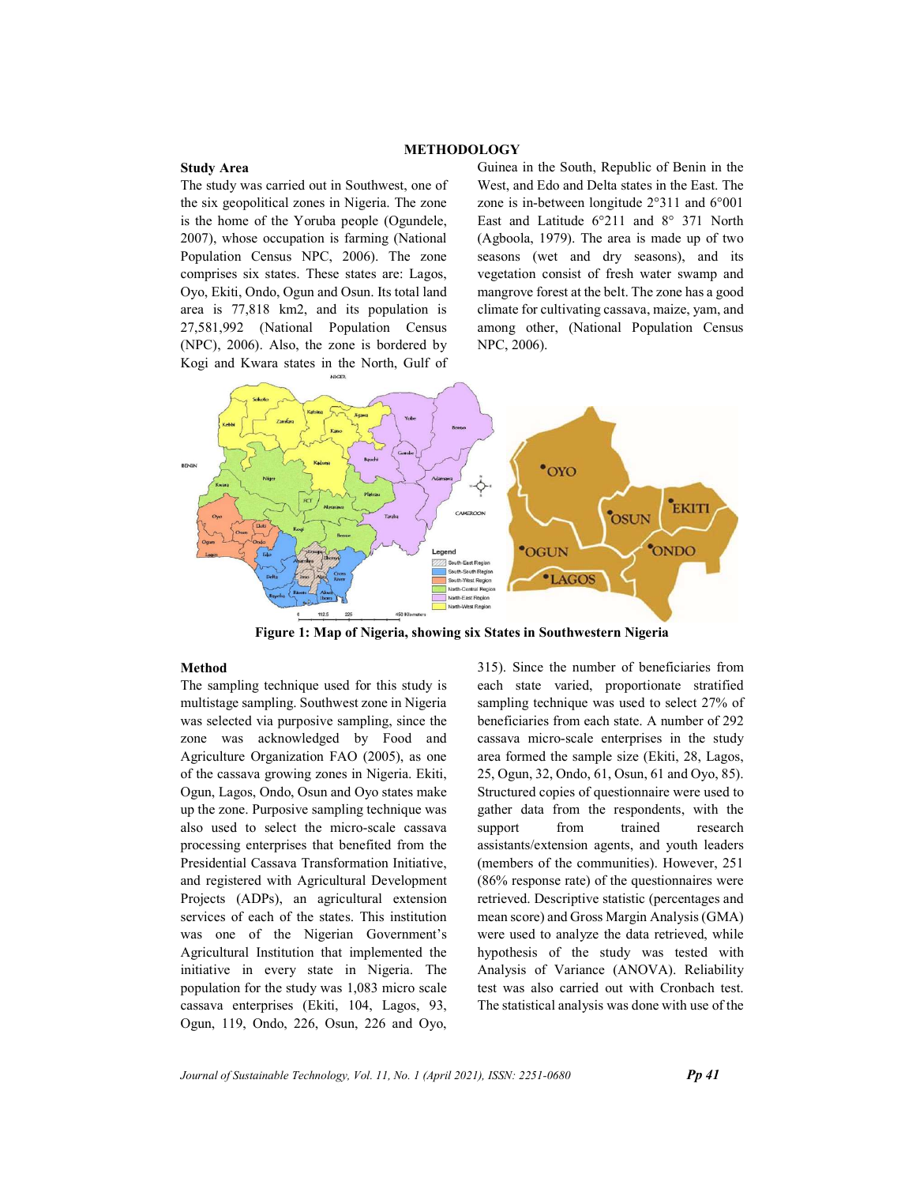## METHODOLOGY

### Study Area

The study was carried out in Southwest, one of the six geopolitical zones in Nigeria. The zone is the home of the Yoruba people (Ogundele, 2007), whose occupation is farming (National Population Census NPC, 2006). The zone comprises six states. These states are: Lagos, Oyo, Ekiti, Ondo, Ogun and Osun. Its total land area is 77,818 km2, and its population is 27,581,992 (National Population Census (NPC), 2006). Also, the zone is bordered by Kogi and Kwara states in the North, Gulf of Guinea in the South, Republic of Benin in the West, and Edo and Delta states in the East. The zone is in-between longitude 2°311 and 6°001 East and Latitude 6°211 and 8° 371 North (Agboola, 1979). The area is made up of two seasons (wet and dry seasons), and its vegetation consist of fresh water swamp and mangrove forest at the belt. The zone has a good climate for cultivating cassava, maize, yam, and among other, (National Population Census NPC, 2006).

**Figure 1: Map of Nigeria, showing six States in Southwestern Nigeria**

### Method

The sampling technique used for this study is multistage sampling. Southwest zone in Nigeria was selected via purposive sampling, since the zone was acknowledged by Food and Agriculture Organization FAO (2005), as one of the cassava growing zones in Nigeria. Ekiti, Ogun, Lagos, Ondo, Osun and Oyo states make up the zone. Purposive sampling technique was also used to select the micro-scale cassava processing enterprises that benefited from the Presidential Cassava Transformation Initiative, and registered with Agricultural Development Projects (ADPs), an agricultural extension services of each of the states. This institution was one of the Nigerian Government's Agricultural Institution that implemented the initiative in every state in Nigeria. The population for the study was 1,083 micro scale cassava enterprises (Ekiti, 104, Lagos, 93, Ogun, 119, Ondo, 226, Osun, 226 and Oyo, 315). Since the number of beneficiaries from each state varied, proportionate stratified sampling technique was used to select 27% of beneficiaries from each state. A number of 292 cassava micro-scale enterprises in the study area formed the sample size (Ekiti, 28, Lagos, 25, Ogun, 32, Ondo, 61, Osun, 61 and Oyo, 85). Structured copies of questionnaire were used to gather data from the respondents, with the support from trained research assistants/extension agents, and youth leaders (members of the communities). However, 251 (86% response rate) of the questionnaires were retrieved. Descriptive statistic (percentages and mean score) and Gross Margin Analysis (GMA) were used to analyze the data retrieved, while hypothesis of the study was tested with Analysis of Variance (ANOVA). Reliability test was also carried out with Cronbach test. The statistical analysis was done with use of the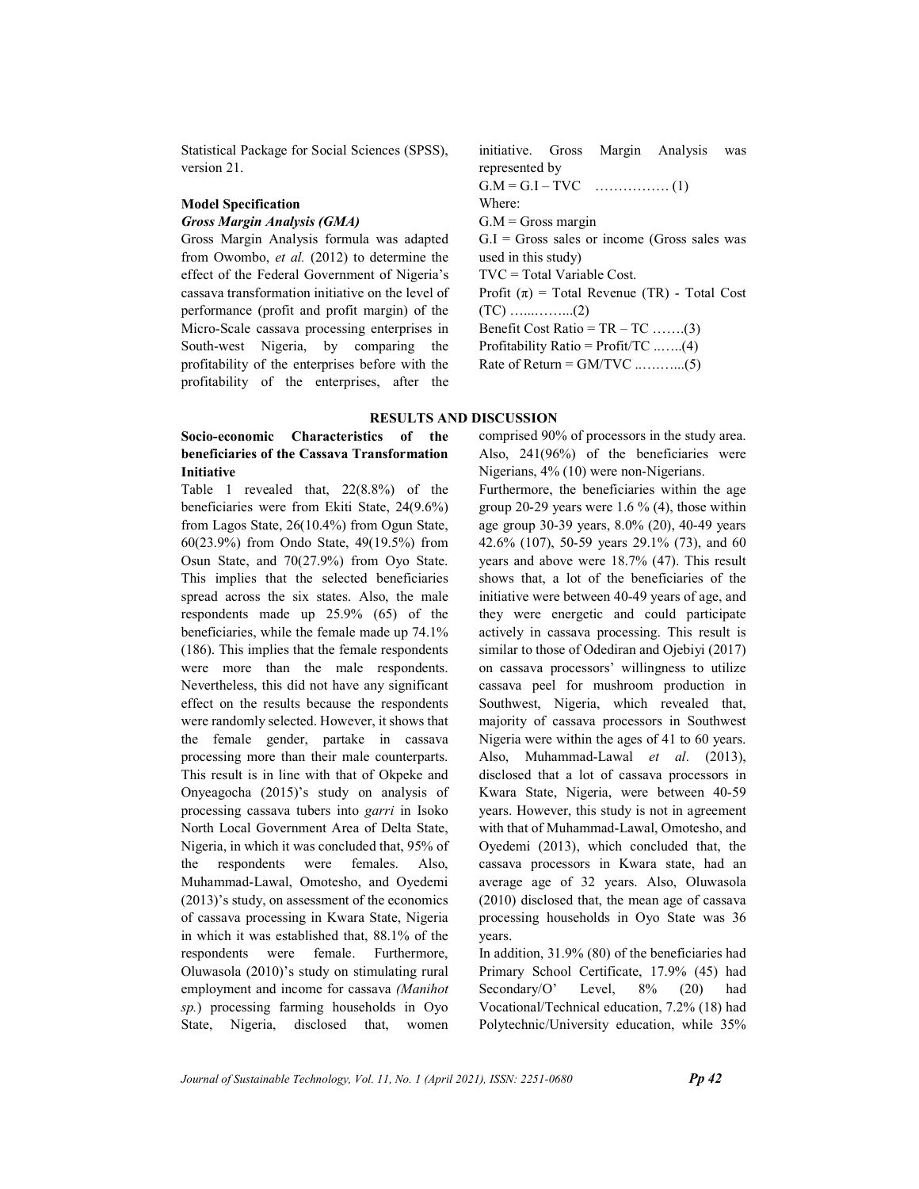Statistical Package for Social Sciences (SPSS), version 21.

### Model Specification

#### *Gross Margin Analysis (GMA)*

Gross Margin Analysis formula was adapted from Owombo, *et al.* (2012) to determine the effect of the Federal Government of Nigeria's cassava transformation initiative on the level of performance (profit and profit margin) of the Micro-Scale cassava processing enterprises in South-west Nigeria, by comparing the profitability of the enterprises before with the profitability of the enterprises, after the initiative. Gross Margin Analysis was represented by

$G.M = G.I – TVC$ ……………. (1)

Where:

$G.M$ = Gross margin

$G.I$ = Gross sales or income (Gross sales was used in this study)

$TVC$ = Total Variable Cost.

Profit ($\pi$) = Total Revenue (TR) - Total Cost (TC) …...……..(2)

Benefit Cost Ratio = TR – TC …….(3)

Profitability Ratio = Profit/TC ..…..(4)

Rate of Return = GM/TVC ..……....(5)

## RESULTS AND DISCUSSION

### Socio-economic Characteristics of the beneficiaries of the Cassava Transformation Initiative

Table 1 revealed that, 22(8.8%) of the beneficiaries were from Ekiti State, 24(9.6%) from Lagos State, 26(10.4%) from Ogun State, 60(23.9%) from Ondo State, 49(19.5%) from Osun State, and 70(27.9%) from Oyo State. This implies that the selected beneficiaries spread across the six states. Also, the male respondents made up 25.9% (65) of the beneficiaries, while the female made up 74.1% (186). This implies that the female respondents were more than the male respondents. Nevertheless, this did not have any significant effect on the results because the respondents were randomly selected. However, it shows that the female gender, partake in cassava processing more than their male counterparts. This result is in line with that of Okpeke and Onyeagocha (2015)'s study on analysis of processing cassava tubers into *garri* in Isoko North Local Government Area of Delta State, Nigeria, in which it was concluded that, 95% of the respondents were females. Also, Muhammad-Lawal, Omotesho, and Oyedemi (2013)'s study, on assessment of the economics of cassava processing in Kwara State, Nigeria in which it was established that, 88.1% of the respondents were female. Furthermore, Oluwasola (2010)'s study on stimulating rural employment and income for cassava *(Manihot sp.*) processing farming households in Oyo State, Nigeria, disclosed that, women comprised 90% of processors in the study area. Also, 241(96%) of the beneficiaries were Nigerians, 4% (10) were non-Nigerians.

Furthermore, the beneficiaries within the age group 20-29 years were 1.6 % (4), those within age group 30-39 years, 8.0% (20), 40-49 years 42.6% (107), 50-59 years 29.1% (73), and 60 years and above were 18.7% (47). This result shows that, a lot of the beneficiaries of the initiative were between 40-49 years of age, and they were energetic and could participate actively in cassava processing. This result is similar to those of Odediran and Ojebiyi (2017) on cassava processors' willingness to utilize cassava peel for mushroom production in Southwest, Nigeria, which revealed that, majority of cassava processors in Southwest Nigeria were within the ages of 41 to 60 years. Also, Muhammad-Lawal *et al*. (2013), disclosed that a lot of cassava processors in Kwara State, Nigeria, were between 40-59 years. However, this study is not in agreement with that of Muhammad-Lawal, Omotesho, and Oyedemi (2013), which concluded that, the cassava processors in Kwara state, had an average age of 32 years. Also, Oluwasola (2010) disclosed that, the mean age of cassava processing households in Oyo State was 36 years.

In addition, 31.9% (80) of the beneficiaries had Primary School Certificate, 17.9% (45) had Secondary/O' Level, 8% (20) had Vocational/Technical education, 7.2% (18) had Polytechnic/University education, while 35%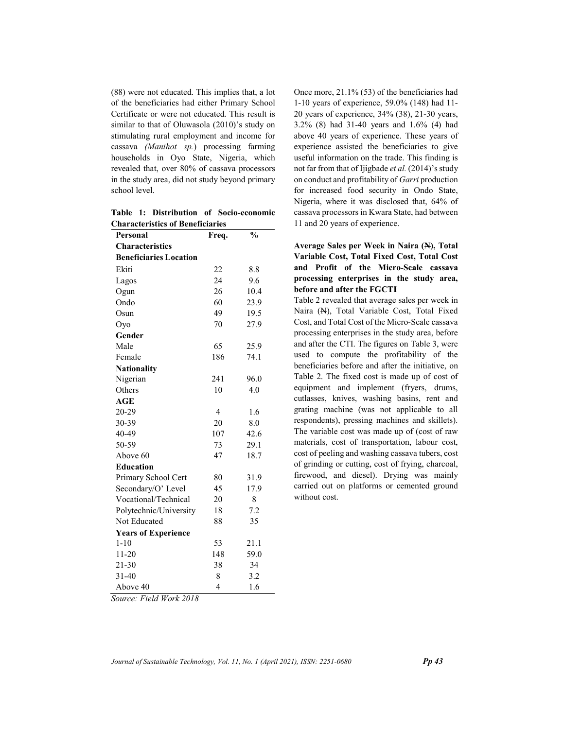(88) were not educated. This implies that, a lot of the beneficiaries had either Primary School Certificate or were not educated. This result is similar to that of Oluwasola (2010)'s study on stimulating rural employment and income for cassava *(Manihot sp.*) processing farming households in Oyo State, Nigeria, which revealed that, over 80% of cassava processors in the study area, did not study beyond primary school level.

**Table 1: Distribution of Socio-economic Characteristics of Beneficiaries**

| Personal Characteristics | Freq. | % |
|---|---|---|
| **Beneficiaries Location** | | |
| Ekiti | 22 | 8.8 |
| Lagos | 24 | 9.6 |
| Ogun | 26 | 10.4 |
| Ondo | 60 | 23.9 |
| Osun | 49 | 19.5 |
| Oyo | 70 | 27.9 |
| **Gender** | | |
| Male | 65 | 25.9 |
| Female | 186 | 74.1 |
| **Nationality** | | |
| Nigerian | 241 | 96.0 |
| Others | 10 | 4.0 |
| **AGE** | | |
| 20-29 | 4 | 1.6 |
| 30-39 | 20 | 8.0 |
| 40-49 | 107 | 42.6 |
| 50-59 | 73 | 29.1 |
| Above 60 | 47 | 18.7 |
| **Education** | | |
| Primary School Cert | 80 | 31.9 |
| Secondary/O' Level | 45 | 17.9 |
| Vocational/Technical | 20 | 8 |
| Polytechnic/University | 18 | 7.2 |
| Not Educated | 88 | 35 |
| **Years of Experience** | | |
| 1-10 | 53 | 21.1 |
| 11-20 | 148 | 59.0 |
| 21-30 | 38 | 34 |
| 31-40 | 8 | 3.2 |
| Above 40 | 4 | 1.6 |

*Source: Field Work 2018*

Once more, 21.1% (53) of the beneficiaries had 1-10 years of experience, 59.0% (148) had 11-20 years of experience, 34% (38), 21-30 years, 3.2% (8) had 31-40 years and 1.6% (4) had above 40 years of experience. These years of experience assisted the beneficiaries to give useful information on the trade. This finding is not far from that of Ijigbade *et al.* (2014)'s study on conduct and profitability of *Garri* production for increased food security in Ondo State, Nigeria, where it was disclosed that, 64% of cassava processors in Kwara State, had between 11 and 20 years of experience.

**Average Sales per Week in Naira (₦), Total Variable Cost, Total Fixed Cost, Total Cost and Profit of the Micro-Scale cassava processing enterprises in the study area, before and after the FGCTI**

Table 2 revealed that average sales per week in Naira (₦), Total Variable Cost, Total Fixed Cost, and Total Cost of the Micro-Scale cassava processing enterprises in the study area, before and after the CTI. The figures on Table 3, were used to compute the profitability of the beneficiaries before and after the initiative, on Table 2. The fixed cost is made up of cost of equipment and implement (fryers, drums, cutlasses, knives, washing basins, rent and grating machine (was not applicable to all respondents), pressing machines and skillets). The variable cost was made up of (cost of raw materials, cost of transportation, labour cost, cost of peeling and washing cassava tubers, cost of grinding or cutting, cost of frying, charcoal, firewood, and diesel). Drying was mainly carried out on platforms or cemented ground without cost.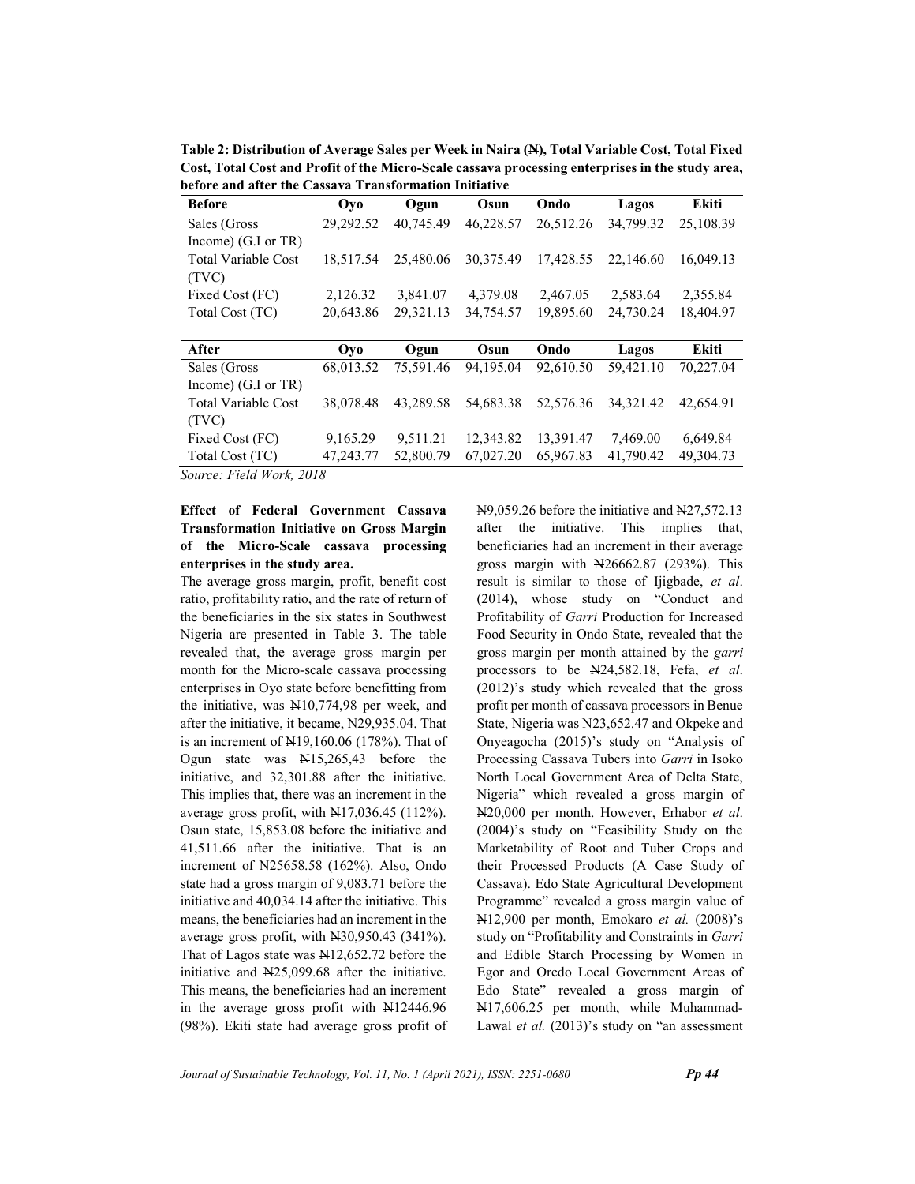**Table 2: Distribution of Average Sales per Week in Naira (₦), Total Variable Cost, Total Fixed Cost, Total Cost and Profit of the Micro-Scale cassava processing enterprises in the study area, before and after the Cassava Transformation Initiative**

| Before | Oyo | Ogun | Osun | Ondo | Lagos | Ekiti |
|---|---|---|---|---|---|---|
| Sales (Gross Income) (G.I or TR) | 29,292.52 | 40,745.49 | 46,228.57 | 26,512.26 | 34,799.32 | 25,108.39 |
| Total Variable Cost (TVC) | 18,517.54 | 25,480.06 | 30,375.49 | 17,428.55 | 22,146.60 | 16,049.13 |
| Fixed Cost (FC) | 2,126.32 | 3,841.07 | 4,379.08 | 2,467.05 | 2,583.64 | 2,355.84 |
| Total Cost (TC) | 20,643.86 | 29,321.13 | 34,754.57 | 19,895.60 | 24,730.24 | 18,404.97 |
| **After** | **Oyo** | **Ogun** | **Osun** | **Ondo** | **Lagos** | **Ekiti** |
| Sales (Gross Income) (G.I or TR) | 68,013.52 | 75,591.46 | 94,195.04 | 92,610.50 | 59,421.10 | 70,227.04 |
| Total Variable Cost (TVC) | 38,078.48 | 43,289.58 | 54,683.38 | 52,576.36 | 34,321.42 | 42,654.91 |
| Fixed Cost (FC) | 9,165.29 | 9,511.21 | 12,343.82 | 13,391.47 | 7,469.00 | 6,649.84 |
| Total Cost (TC) | 47,243.77 | 52,800.79 | 67,027.20 | 65,967.83 | 41,790.42 | 49,304.73 |

*Source: Field Work, 2018*

**Effect of Federal Government Cassava Transformation Initiative on Gross Margin of the Micro-Scale cassava processing enterprises in the study area.**

The average gross margin, profit, benefit cost ratio, profitability ratio, and the rate of return of the beneficiaries in the six states in Southwest Nigeria are presented in Table 3. The table revealed that, the average gross margin per month for the Micro-scale cassava processing enterprises in Oyo state before benefitting from the initiative, was ₦10,774,98 per week, and after the initiative, it became, ₦29,935.04. That is an increment of ₦19,160.06 (178%). That of Ogun state was ₦15,265,43 before the initiative, and 32,301.88 after the initiative. This implies that, there was an increment in the average gross profit, with ₦17,036.45 (112%). Osun state, 15,853.08 before the initiative and 41,511.66 after the initiative. That is an increment of ₦25658.58 (162%). Also, Ondo state had a gross margin of 9,083.71 before the initiative and 40,034.14 after the initiative. This means, the beneficiaries had an increment in the average gross profit, with ₦30,950.43 (341%). That of Lagos state was ₦12,652.72 before the initiative and ₦25,099.68 after the initiative. This means, the beneficiaries had an increment in the average gross profit with ₦12446.96 (98%). Ekiti state had average gross profit of ₦9,059.26 before the initiative and ₦27,572.13 after the initiative. This implies that, beneficiaries had an increment in their average gross margin with ₦26662.87 (293%). This result is similar to those of Ijigbade, *et al*. (2014), whose study on "Conduct and Profitability of *Garri* Production for Increased Food Security in Ondo State, revealed that the gross margin per month attained by the *garri* processors to be ₦24,582.18, Fefa, *et al*. (2012)'s study which revealed that the gross profit per month of cassava processors in Benue State, Nigeria was ₦23,652.47 and Okpeke and Onyeagocha (2015)'s study on "Analysis of Processing Cassava Tubers into *Garri* in Isoko North Local Government Area of Delta State, Nigeria" which revealed a gross margin of ₦20,000 per month. However, Erhabor *et al*. (2004)'s study on "Feasibility Study on the Marketability of Root and Tuber Crops and their Processed Products (A Case Study of Cassava). Edo State Agricultural Development Programme" revealed a gross margin value of ₦12,900 per month, Emokaro *et al.* (2008)'s study on "Profitability and Constraints in *Garri* and Edible Starch Processing by Women in Egor and Oredo Local Government Areas of Edo State" revealed a gross margin of ₦17,606.25 per month, while Muhammad-Lawal *et al.* (2013)'s study on "an assessment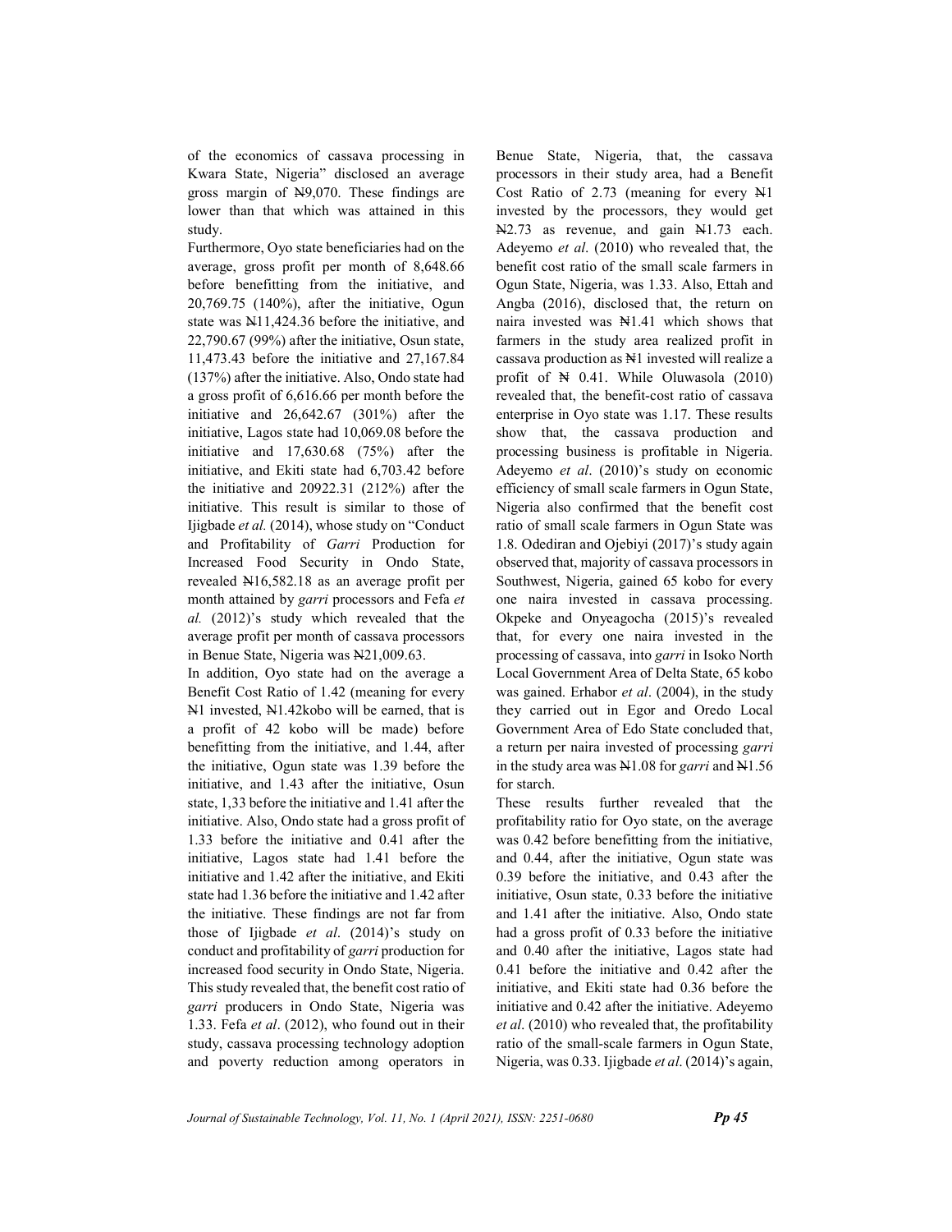of the economics of cassava processing in Kwara State, Nigeria" disclosed an average gross margin of ₦9,070. These findings are lower than that which was attained in this study.

Furthermore, Oyo state beneficiaries had on the average, gross profit per month of 8,648.66 before benefitting from the initiative, and 20,769.75 (140%), after the initiative, Ogun state was ₦11,424.36 before the initiative, and 22,790.67 (99%) after the initiative, Osun state, 11,473.43 before the initiative and 27,167.84 (137%) after the initiative. Also, Ondo state had a gross profit of 6,616.66 per month before the initiative and 26,642.67 (301%) after the initiative, Lagos state had 10,069.08 before the initiative and 17,630.68 (75%) after the initiative, and Ekiti state had 6,703.42 before the initiative and 20922.31 (212%) after the initiative. This result is similar to those of Ijigbade *et al.* (2014), whose study on "Conduct and Profitability of *Garri* Production for Increased Food Security in Ondo State, revealed ₦16,582.18 as an average profit per month attained by *garri* processors and Fefa *et al.* (2012)'s study which revealed that the average profit per month of cassava processors in Benue State, Nigeria was ₦21,009.63.

In addition, Oyo state had on the average a Benefit Cost Ratio of 1.42 (meaning for every ₦1 invested, ₦1.42kobo will be earned, that is a profit of 42 kobo will be made) before benefitting from the initiative, and 1.44, after the initiative, Ogun state was 1.39 before the initiative, and 1.43 after the initiative, Osun state, 1,33 before the initiative and 1.41 after the initiative. Also, Ondo state had a gross profit of 1.33 before the initiative and 0.41 after the initiative, Lagos state had 1.41 before the initiative and 1.42 after the initiative, and Ekiti state had 1.36 before the initiative and 1.42 after the initiative. These findings are not far from those of Ijigbade *et al*. (2014)'s study on conduct and profitability of *garri* production for increased food security in Ondo State, Nigeria. This study revealed that, the benefit cost ratio of *garri* producers in Ondo State, Nigeria was 1.33. Fefa *et al*. (2012), who found out in their study, cassava processing technology adoption and poverty reduction among operators in Benue State, Nigeria, that, the cassava processors in their study area, had a Benefit Cost Ratio of 2.73 (meaning for every ₦1 invested by the processors, they would get ₦2.73 as revenue, and gain ₦1.73 each. Adeyemo *et al*. (2010) who revealed that, the benefit cost ratio of the small scale farmers in Ogun State, Nigeria, was 1.33. Also, Ettah and Angba (2016), disclosed that, the return on naira invested was ₦1.41 which shows that farmers in the study area realized profit in cassava production as ₦1 invested will realize a profit of ₦ 0.41. While Oluwasola (2010) revealed that, the benefit-cost ratio of cassava enterprise in Oyo state was 1.17. These results show that, the cassava production and processing business is profitable in Nigeria. Adeyemo *et al*. (2010)'s study on economic efficiency of small scale farmers in Ogun State, Nigeria also confirmed that the benefit cost ratio of small scale farmers in Ogun State was 1.8. Odediran and Ojebiyi (2017)'s study again observed that, majority of cassava processors in Southwest, Nigeria, gained 65 kobo for every one naira invested in cassava processing. Okpeke and Onyeagocha (2015)'s revealed that, for every one naira invested in the processing of cassava, into *garri* in Isoko North Local Government Area of Delta State, 65 kobo was gained. Erhabor *et al*. (2004), in the study they carried out in Egor and Oredo Local Government Area of Edo State concluded that, a return per naira invested of processing *garri* in the study area was ₦1.08 for *garri* and ₦1.56 for starch.

These results further revealed that the profitability ratio for Oyo state, on the average was 0.42 before benefitting from the initiative, and 0.44, after the initiative, Ogun state was 0.39 before the initiative, and 0.43 after the initiative, Osun state, 0.33 before the initiative and 1.41 after the initiative. Also, Ondo state had a gross profit of 0.33 before the initiative and 0.40 after the initiative, Lagos state had 0.41 before the initiative and 0.42 after the initiative, and Ekiti state had 0.36 before the initiative and 0.42 after the initiative. Adeyemo *et al*. (2010) who revealed that, the profitability ratio of the small-scale farmers in Ogun State, Nigeria, was 0.33. Ijigbade *et al*. (2014)'s again,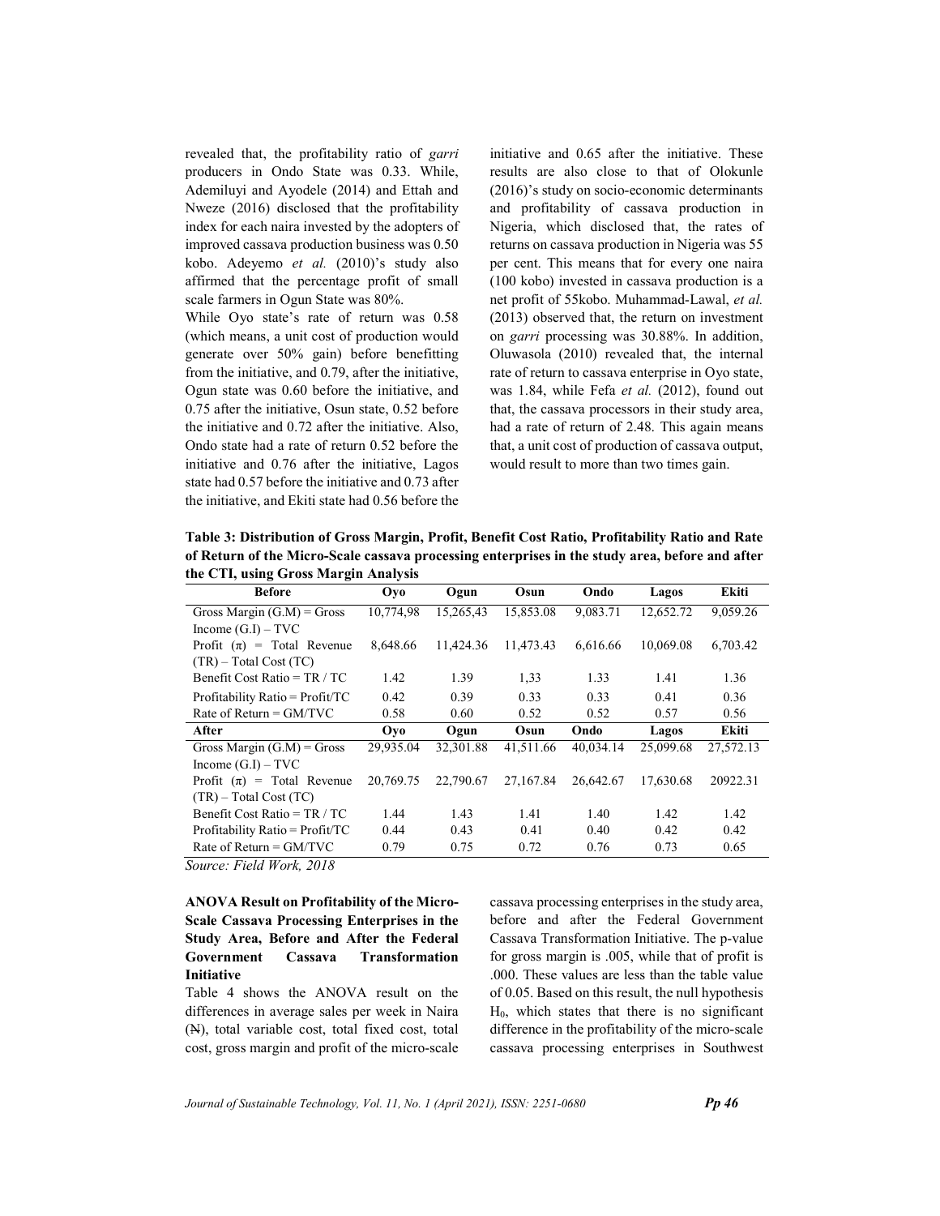revealed that, the profitability ratio of *garri* producers in Ondo State was 0.33. While, Ademiluyi and Ayodele (2014) and Ettah and Nweze (2016) disclosed that the profitability index for each naira invested by the adopters of improved cassava production business was 0.50 kobo. Adeyemo *et al.* (2010)'s study also affirmed that the percentage profit of small scale farmers in Ogun State was 80%.

While Oyo state's rate of return was 0.58 (which means, a unit cost of production would generate over 50% gain) before benefitting from the initiative, and 0.79, after the initiative, Ogun state was 0.60 before the initiative, and 0.75 after the initiative, Osun state, 0.52 before the initiative and 0.72 after the initiative. Also, Ondo state had a rate of return 0.52 before the initiative and 0.76 after the initiative, Lagos state had 0.57 before the initiative and 0.73 after the initiative, and Ekiti state had 0.56 before the initiative and 0.65 after the initiative. These results are also close to that of Olokunle (2016)'s study on socio-economic determinants and profitability of cassava production in Nigeria, which disclosed that, the rates of returns on cassava production in Nigeria was 55 per cent. This means that for every one naira (100 kobo) invested in cassava production is a net profit of 55kobo. Muhammad-Lawal, *et al.* (2013) observed that, the return on investment on *garri* processing was 30.88%. In addition, Oluwasola (2010) revealed that, the internal rate of return to cassava enterprise in Oyo state, was 1.84, while Fefa *et al.* (2012), found out that, the cassava processors in their study area, had a rate of return of 2.48. This again means that, a unit cost of production of cassava output, would result to more than two times gain.

**Table 3: Distribution of Gross Margin, Profit, Benefit Cost Ratio, Profitability Ratio and Rate of Return of the Micro-Scale cassava processing enterprises in the study area, before and after the CTI, using Gross Margin Analysis**

| Before | Oyo | Ogun | Osun | Ondo | Lagos | Ekiti |
|---|---|---|---|---|---|---|
| Gross Margin (G.M) = Gross Income (G.I) – TVC | 10,774,98 | 15,265,43 | 15,853.08 | 9,083.71 | 12,652.72 | 9,059.26 |
| Profit (π) = Total Revenue (TR) – Total Cost (TC) | 8,648.66 | 11,424.36 | 11,473.43 | 6,616.66 | 10,069.08 | 6,703.42 |
| Benefit Cost Ratio = TR / TC | 1.42 | 1.39 | 1,33 | 1.33 | 1.41 | 1.36 |
| Profitability Ratio = Profit/TC | 0.42 | 0.39 | 0.33 | 0.33 | 0.41 | 0.36 |
| Rate of Return = GM/TVC | 0.58 | 0.60 | 0.52 | 0.52 | 0.57 | 0.56 |
| **After** | **Oyo** | **Ogun** | **Osun** | **Ondo** | **Lagos** | **Ekiti** |
| Gross Margin (G.M) = Gross Income (G.I) – TVC | 29,935.04 | 32,301.88 | 41,511.66 | 40,034.14 | 25,099.68 | 27,572.13 |
| Profit (π) = Total Revenue (TR) – Total Cost (TC) | 20,769.75 | 22,790.67 | 27,167.84 | 26,642.67 | 17,630.68 | 20922.31 |
| Benefit Cost Ratio = TR / TC | 1.44 | 1.43 | 1.41 | 1.40 | 1.42 | 1.42 |
| Profitability Ratio = Profit/TC | 0.44 | 0.43 | 0.41 | 0.40 | 0.42 | 0.42 |
| Rate of Return = GM/TVC | 0.79 | 0.75 | 0.72 | 0.76 | 0.73 | 0.65 |

*Source: Field Work, 2018*

**ANOVA Result on Profitability of the Micro-Scale Cassava Processing Enterprises in the Study Area, Before and After the Federal Government Cassava Transformation Initiative**

Table 4 shows the ANOVA result on the differences in average sales per week in Naira (₦), total variable cost, total fixed cost, total cost, gross margin and profit of the micro-scale cassava processing enterprises in the study area, before and after the Federal Government Cassava Transformation Initiative. The p-value for gross margin is .005, while that of profit is .000. These values are less than the table value of 0.05. Based on this result, the null hypothesis $H_0$, which states that there is no significant difference in the profitability of the micro-scale cassava processing enterprises in Southwest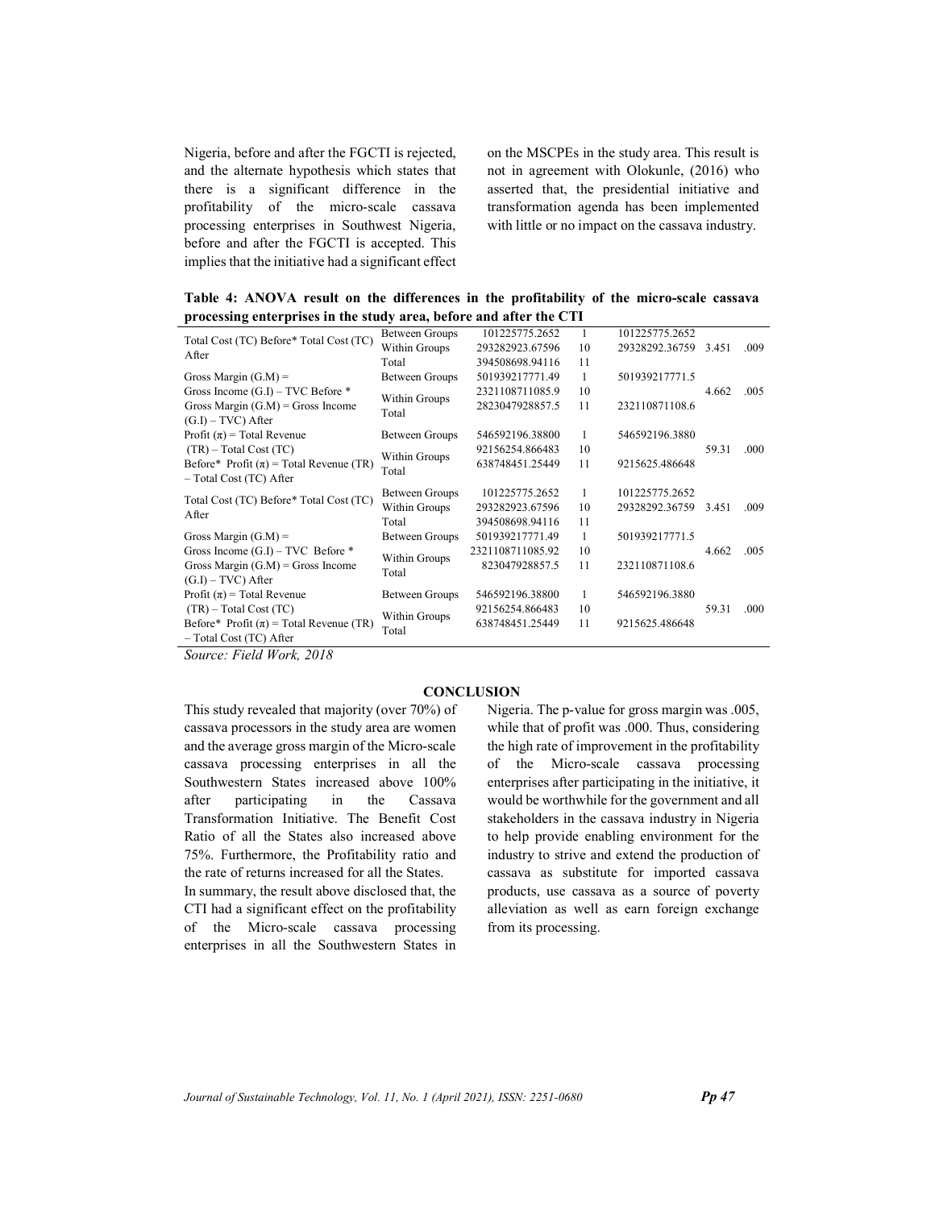Nigeria, before and after the FGCTI is rejected, and the alternate hypothesis which states that there is a significant difference in the profitability of the micro-scale cassava processing enterprises in Southwest Nigeria, before and after the FGCTI is accepted. This implies that the initiative had a significant effect on the MSCPEs in the study area. This result is not in agreement with Olokunle, (2016) who asserted that, the presidential initiative and transformation agenda has been implemented with little or no impact on the cassava industry.

**Table 4: ANOVA result on the differences in the profitability of the micro-scale cassava processing enterprises in the study area, before and after the CTI**

| | | | | | | |
|---|---|---|---|---|---|---|
| Total Cost (TC) Before* Total Cost (TC) After | Between Groups | 101225775.2652 | 1 | 101225775.2652 | | |
| | Within Groups | 293282923.67596 | 10 | 29328292.36759 | 3.451 | .009 |
| | Total | 394508698.94116 | 11 | | | |
| Gross Margin (G.M) = Gross Income (G.I) – TVC Before * Gross Margin (G.M) = Gross Income (G.I) – TVC) After | Between Groups | 501939217771.49 | 1 | 501939217771.5 | | |
| | Within Groups | 2321108711085.9 | 10 | | 4.662 | .005 |
| | Total | 2823047928857.5 | 11 | 232110871108.6 | | |
| Profit (π) = Total Revenue (TR) – Total Cost (TC) Before* Profit (π) = Total Revenue (TR) – Total Cost (TC) After | Between Groups | 546592196.38800 | 1 | 546592196.3880 | | |
| | Within Groups | 92156254.866483 | 10 | | 59.31 | .000 |
| | Total | 638748451.25449 | 11 | 9215625.486648 | | |
| Total Cost (TC) Before* Total Cost (TC) After | Between Groups | 101225775.2652 | 1 | 101225775.2652 | | |
| | Within Groups | 293282923.67596 | 10 | 29328292.36759 | 3.451 | .009 |
| | Total | 394508698.94116 | 11 | | | |
| Gross Margin (G.M) = Gross Income (G.I) – TVC Before * Gross Margin (G.M) = Gross Income (G.I) – TVC) After | Between Groups | 501939217771.49 | 1 | 501939217771.5 | | |
| | Within Groups | 2321108711085.92 | 10 | | 4.662 | .005 |
| | Total | 8230479288857.5 | 11 | 232110871108.6 | | |
| Profit (π) = Total Revenue (TR) – Total Cost (TC) Before* Profit (π) = Total Revenue (TR) – Total Cost (TC) After | Between Groups | 546592196.38800 | 1 | 546592196.3880 | | |
| | Within Groups | 92156254.866483 | 10 | | 59.31 | .000 |
| | Total | 638748451.25449 | 11 | 9215625.486648 | | |

*Source: Field Work, 2018*

## CONCLUSION

This study revealed that majority (over 70%) of cassava processors in the study area are women and the average gross margin of the Micro-scale cassava processing enterprises in all the Southwestern States increased above 100% after participating in the Cassava Transformation Initiative. The Benefit Cost Ratio of all the States also increased above 75%. Furthermore, the Profitability ratio and the rate of returns increased for all the States.

In summary, the result above disclosed that, the CTI had a significant effect on the profitability of the Micro-scale cassava processing enterprises in all the Southwestern States in Nigeria. The p-value for gross margin was .005, while that of profit was .000. Thus, considering the high rate of improvement in the profitability of the Micro-scale cassava processing enterprises after participating in the initiative, it would be worthwhile for the government and all stakeholders in the cassava industry in Nigeria to help provide enabling environment for the industry to strive and extend the production of cassava as substitute for imported cassava products, use cassava as a source of poverty alleviation as well as earn foreign exchange from its processing.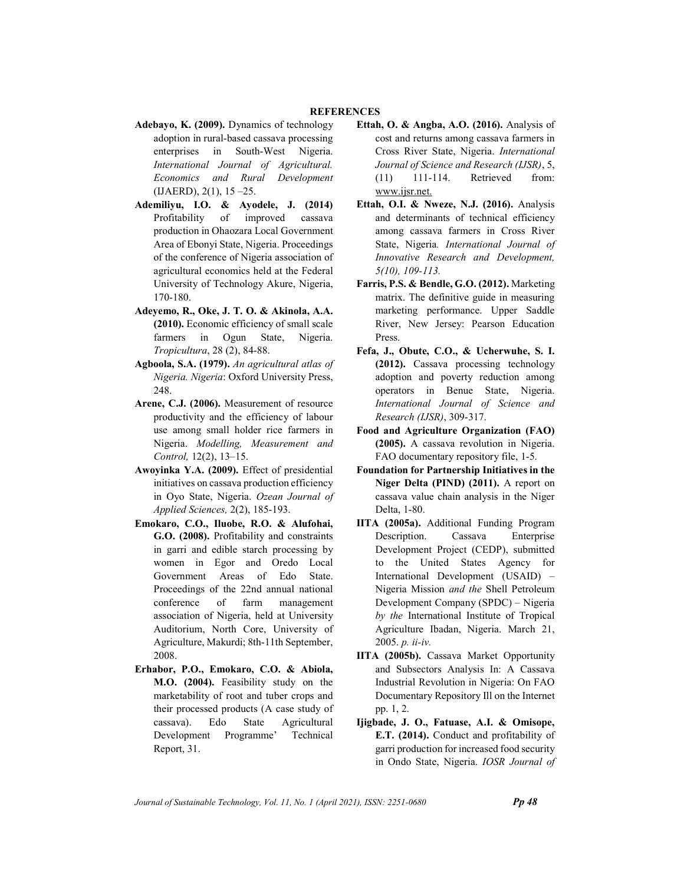## REFERENCES

**Adebayo, K. (2009).** Dynamics of technology adoption in rural-based cassava processing enterprises in South-West Nigeria. *International Journal of Agricultural. Economics and Rural Development* (IJAERD), 2(1), 15 –25.

**Ademiliyu, I.O. & Ayodele, J. (2014)** Profitability of improved cassava production in Ohaozara Local Government Area of Ebonyi State, Nigeria. Proceedings of the conference of Nigeria association of agricultural economics held at the Federal University of Technology Akure, Nigeria, 170-180.

**Adeyemo, R., Oke, J. T. O. & Akinola, A.A. (2010).** Economic efficiency of small scale farmers in Ogun State, Nigeria. *Tropicultura*, 28 (2), 84-88.

**Agboola, S.A. (1979).** *An agricultural atlas of Nigeria. Nigeria*: Oxford University Press, 248.

**Arene, C.J. (2006).** Measurement of resource productivity and the efficiency of labour use among small holder rice farmers in Nigeria. *Modelling, Measurement and Control,* 12(2), 13–15.

**Awoyinka Y.A. (2009).** Effect of presidential initiatives on cassava production efficiency in Oyo State, Nigeria. *Ozean Journal of Applied Sciences,* 2(2), 185-193.

**Emokaro, C.O., Iluobe, R.O. & Alufohai, G.O. (2008).** Profitability and constraints in garri and edible starch processing by women in Egor and Oredo Local Government Areas of Edo State. Proceedings of the 22nd annual national conference of farm management association of Nigeria, held at University Auditorium, North Core, University of Agriculture, Makurdi; 8th-11th September, 2008.

**Erhabor, P.O., Emokaro, C.O. & Abiola, M.O. (2004).** Feasibility study on the marketability of root and tuber crops and their processed products (A case study of cassava). Edo State Agricultural Development Programme' Technical Report, 31.

**Ettah, O. & Angba, A.O. (2016).** Analysis of cost and returns among cassava farmers in Cross River State, Nigeria. *International Journal of Science and Research (IJSR)*, 5, (11) 111-114. Retrieved from: www.ijsr.net.

**Ettah, O.I. & Nweze, N.J. (2016).** Analysis and determinants of technical efficiency among cassava farmers in Cross River State, Nigeria. *International Journal of Innovative Research and Development, 5(10), 109-113.*

**Farris, P.S. & Bendle, G.O. (2012).** Marketing matrix. The definitive guide in measuring marketing performance. Upper Saddle River, New Jersey: Pearson Education Press.

**Fefa, J., Obute, C.O., & Ucherwuhe, S. I. (2012).** Cassava processing technology adoption and poverty reduction among operators in Benue State, Nigeria. *International Journal of Science and Research (IJSR)*, 309-317.

**Food and Agriculture Organization (FAO) (2005).** A cassava revolution in Nigeria. FAO documentary repository file, 1-5.

**Foundation for Partnership Initiatives in the Niger Delta (PIND) (2011).** A report on cassava value chain analysis in the Niger Delta, 1-80.

**IITA (2005a).** Additional Funding Program Description. Cassava Enterprise Development Project (CEDP), submitted to the United States Agency for International Development (USAID) – Nigeria Mission *and the* Shell Petroleum Development Company (SPDC) – Nigeria *by the* International Institute of Tropical Agriculture Ibadan, Nigeria. March 21, 2005. *p. ii-iv.*

**IITA (2005b).** Cassava Market Opportunity and Subsectors Analysis In: A Cassava Industrial Revolution in Nigeria: On FAO Documentary Repository Ill on the Internet pp. 1, 2.

**Ijigbade, J. O., Fatuase, A.I. & Omisope, E.T. (2014).** Conduct and profitability of garri production for increased food security in Ondo State, Nigeria. *IOSR Journal of*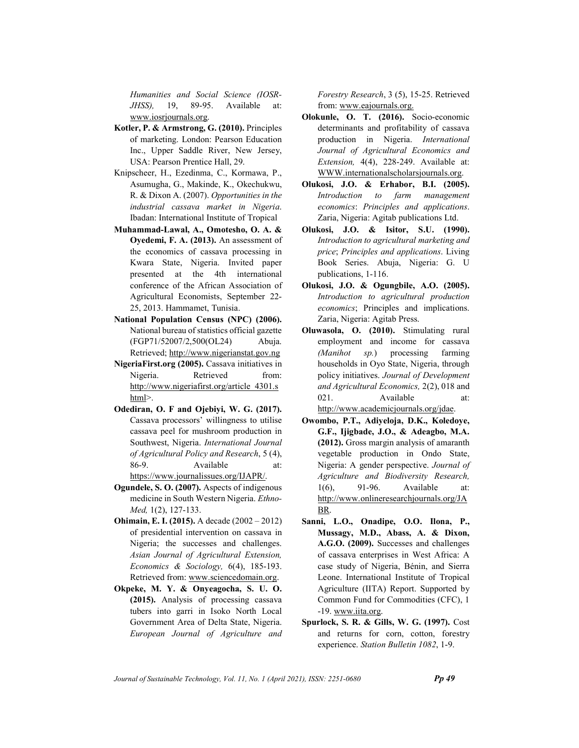*Humanities and Social Science (IOSR-JHSS),* 19, 89-95. Available at: www.iosrjournals.org.

**Kotler, P. & Armstrong, G. (2010).** Principles of marketing. London: Pearson Education Inc., Upper Saddle River, New Jersey, USA: Pearson Prentice Hall, 29.

Knipscheer, H., Ezedinma, C., Kormawa, P., Asumugha, G., Makinde, K., Okechukwu, R. & Dixon A. (2007). *Opportunities in the industrial cassava market in Nigeria*. Ibadan: International Institute of Tropical

**Muhammad-Lawal, A., Omotesho, O. A. & Oyedemi, F. A. (2013).** An assessment of the economics of cassava processing in Kwara State, Nigeria. Invited paper presented at the 4th international conference of the African Association of Agricultural Economists, September 22-25, 2013. Hammamet, Tunisia.

**National Population Census (NPC) (2006).** National bureau of statistics official gazette (FGP71/52007/2,500(OL24) Abuja. Retrieved; http://www.nigerianstat.gov.ng

**NigeriaFirst.org (2005).** Cassava initiatives in Nigeria. Retrieved from: http://www.nigeriafirst.org/article 4301.shtml>.

**Odediran, O. F and Ojebiyi, W. G. (2017).** Cassava processors' willingness to utilise cassava peel for mushroom production in Southwest, Nigeria. *International Journal of Agricultural Policy and Research*, 5 (4), 86-9. Available at: https://www.journalissues.org/IJAPR/.

**Ogundele, S. O. (2007).** Aspects of indigenous medicine in South Western Nigeria. *Ethno-Med,* 1(2), 127-133.

**Ohimain, E. I. (2015).** A decade (2002 – 2012) of presidential intervention on cassava in Nigeria; the successes and challenges. *Asian Journal of Agricultural Extension, Economics & Sociology,* 6(4), 185-193. Retrieved from: www.sciencedomain.org.

**Okpeke, M. Y. & Onyeagocha, S. U. O. (2015).** Analysis of processing cassava tubers into garri in Isoko North Local Government Area of Delta State, Nigeria. *European Journal of Agriculture and Forestry Research*, 3 (5), 15-25. Retrieved from: www.eajournals.org.

**Olokunle, O. T. (2016).** Socio-economic determinants and profitability of cassava production in Nigeria. *International Journal of Agricultural Economics and Extension,* 4(4), 228-249. Available at: WWW.internationalscholarsjournals.org.

**Olukosi, J.O. & Erhabor, B.I. (2005).** *Introduction to farm management economics*: *Principles and applications*. Zaria, Nigeria: Agitab publications Ltd.

**Olukosi, J.O. & Isitor, S.U. (1990).** *Introduction to agricultural marketing and price*; *Principles and applications*. Living Book Series. Abuja, Nigeria: G. U publications, 1-116.

**Olukosi, J.O. & Ogungbile, A.O. (2005).** *Introduction to agricultural production economics*; Principles and implications. Zaria, Nigeria: Agitab Press.

**Oluwasola, O. (2010).** Stimulating rural employment and income for cassava *(Manihot sp.*) processing farming households in Oyo State, Nigeria, through policy initiatives. *Journal of Development and Agricultural Economics,* 2(2), 018 and 021. Available at: http://www.academicjournals.org/jdae.

**Owombo, P.T., Adiyeloja, D.K., Koledoye, G.F., Ijigbade, J.O., & Adeagbo, M.A. (2012).** Gross margin analysis of amaranth vegetable production in Ondo State, Nigeria: A gender perspective. *Journal of Agriculture and Biodiversity Research,* 1(6), 91-96. Available at: http://www.onlineresearchjournals.org/JABR.

**Sanni, L.O., Onadipe, O.O. Ilona, P., Mussagy, M.D., Abass, A. & Dixon, A.G.O. (2009).** Successes and challenges of cassava enterprises in West Africa: A case study of Nigeria, Bénin, and Sierra Leone. International Institute of Tropical Agriculture (IITA) Report. Supported by Common Fund for Commodities (CFC), 1 -19. www.iita.org.

**Spurlock, S. R. & Gills, W. G. (1997).** Cost and returns for corn, cotton, forestry experience. *Station Bulletin 1082*, 1-9.